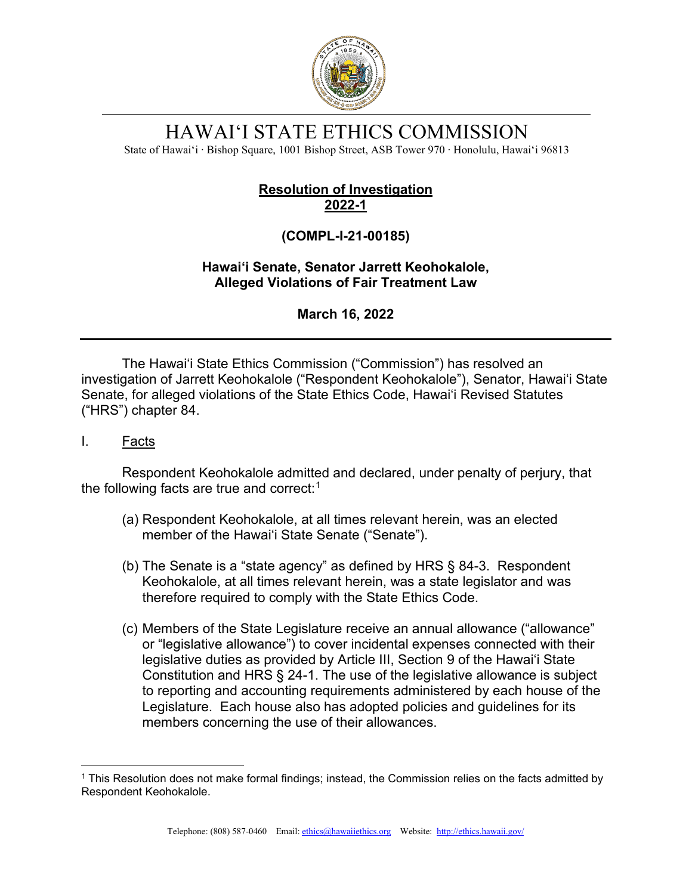# HAWAI'I STATE ETHICS COMMISSION

State of Hawai'i · Bishop Square, 1001 Bishop Street, ASB Tower 970 · Honolulu, Hawai'i 96813

## Resolution of Investigation 2022-1

### (COMPL-I-21-00185)

### Hawai'i Senate, Senator Jarrett Keohokalole, Alleged Violations of Fair Treatment Law

### March 16, 2022

The Hawai'i State Ethics Commission ("Commission") has resolved an investigation of Jarrett Keohokalole ("Respondent Keohokalole"), Senator, Hawai'i State Senate, for alleged violations of the State Ethics Code, Hawai'i Revised Statutes ("HRS") chapter 84.

I. Facts

Respondent Keohokalole admitted and declared, under penalty of perjury, that the following facts are true and correct:[1]

(a) Respondent Keohokalole, at all times relevant herein, was an elected member of the Hawai'i State Senate ("Senate").

(b) The Senate is a "state agency" as defined by HRS § 84-3. Respondent Keohokalole, at all times relevant herein, was a state legislator and was therefore required to comply with the State Ethics Code.

(c) Members of the State Legislature receive an annual allowance ("allowance" or "legislative allowance") to cover incidental expenses connected with their legislative duties as provided by Article III, Section 9 of the Hawai'i State Constitution and HRS § 24-1. The use of the legislative allowance is subject to reporting and accounting requirements administered by each house of the Legislature. Each house also has adopted policies and guidelines for its members concerning the use of their allowances.

[1] This Resolution does not make formal findings; instead, the Commission relies on the facts admitted by Respondent Keohokalole.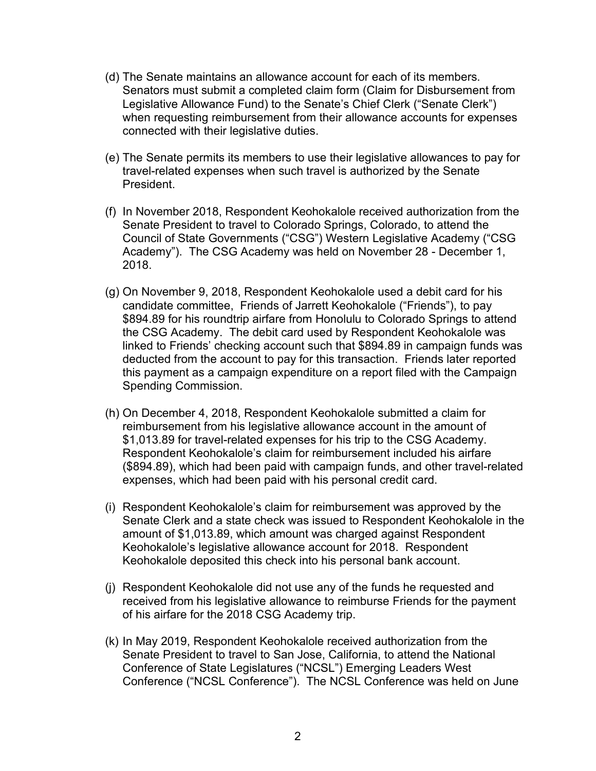(d) The Senate maintains an allowance account for each of its members. Senators must submit a completed claim form (Claim for Disbursement from Legislative Allowance Fund) to the Senate's Chief Clerk ("Senate Clerk") when requesting reimbursement from their allowance accounts for expenses connected with their legislative duties.

(e) The Senate permits its members to use their legislative allowances to pay for travel-related expenses when such travel is authorized by the Senate President.

(f) In November 2018, Respondent Keohokalole received authorization from the Senate President to travel to Colorado Springs, Colorado, to attend the Council of State Governments ("CSG") Western Legislative Academy ("CSG Academy"). The CSG Academy was held on November 28 - December 1, 2018.

(g) On November 9, 2018, Respondent Keohokalole used a debit card for his candidate committee, Friends of Jarrett Keohokalole ("Friends"), to pay $894.89 for his roundtrip airfare from Honolulu to Colorado Springs to attend the CSG Academy. The debit card used by Respondent Keohokalole was linked to Friends' checking account such that $894.89 in campaign funds was deducted from the account to pay for this transaction. Friends later reported this payment as a campaign expenditure on a report filed with the Campaign Spending Commission.

(h) On December 4, 2018, Respondent Keohokalole submitted a claim for reimbursement from his legislative allowance account in the amount of $1,013.89 for travel-related expenses for his trip to the CSG Academy. Respondent Keohokalole's claim for reimbursement included his airfare ($894.89), which had been paid with campaign funds, and other travel-related expenses, which had been paid with his personal credit card.

(i) Respondent Keohokalole's claim for reimbursement was approved by the Senate Clerk and a state check was issued to Respondent Keohokalole in the amount of $1,013.89, which amount was charged against Respondent Keohokalole's legislative allowance account for 2018. Respondent Keohokalole deposited this check into his personal bank account.

(j) Respondent Keohokalole did not use any of the funds he requested and received from his legislative allowance to reimburse Friends for the payment of his airfare for the 2018 CSG Academy trip.

(k) In May 2019, Respondent Keohokalole received authorization from the Senate President to travel to San Jose, California, to attend the National Conference of State Legislatures ("NCSL") Emerging Leaders West Conference ("NCSL Conference"). The NCSL Conference was held on June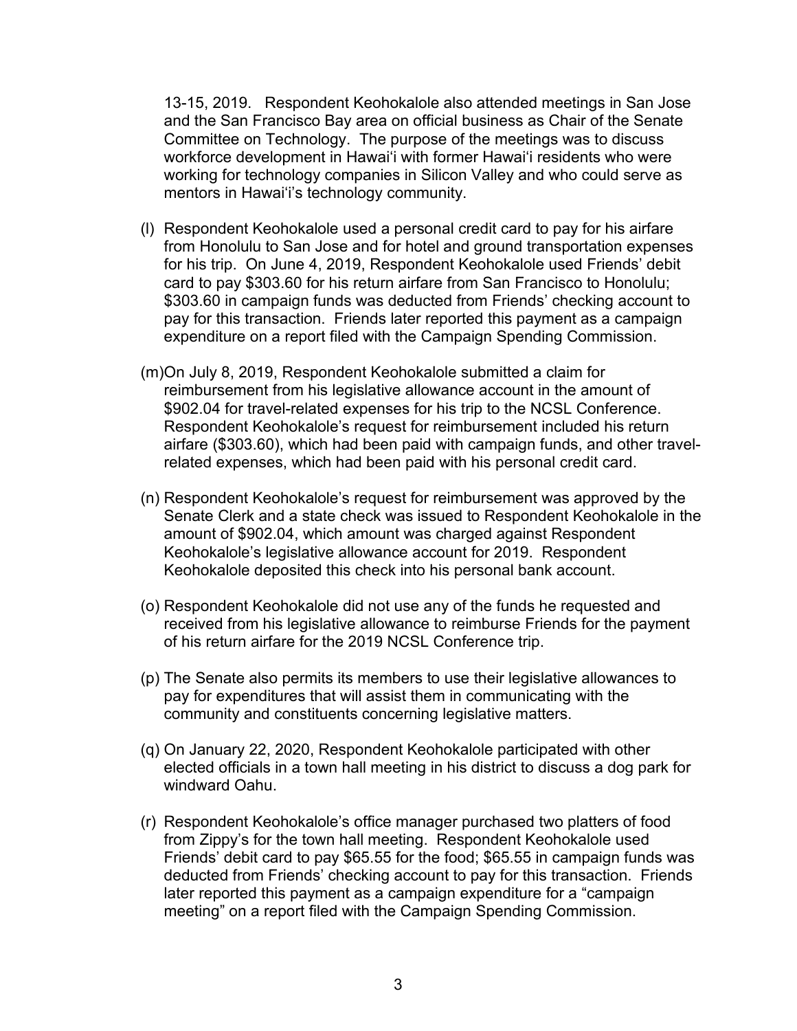13-15, 2019. Respondent Keohokalole also attended meetings in San Jose and the San Francisco Bay area on official business as Chair of the Senate Committee on Technology. The purpose of the meetings was to discuss workforce development in Hawaiʻi with former Hawaiʻi residents who were working for technology companies in Silicon Valley and who could serve as mentors in Hawaiʻi's technology community.

(l) Respondent Keohokalole used a personal credit card to pay for his airfare from Honolulu to San Jose and for hotel and ground transportation expenses for his trip. On June 4, 2019, Respondent Keohokalole used Friends' debit card to pay $303.60 for his return airfare from San Francisco to Honolulu; $303.60 in campaign funds was deducted from Friends' checking account to pay for this transaction. Friends later reported this payment as a campaign expenditure on a report filed with the Campaign Spending Commission.

(m) On July 8, 2019, Respondent Keohokalole submitted a claim for reimbursement from his legislative allowance account in the amount of $902.04 for travel-related expenses for his trip to the NCSL Conference. Respondent Keohokalole's request for reimbursement included his return airfare ($303.60), which had been paid with campaign funds, and other travel-related expenses, which had been paid with his personal credit card.

(n) Respondent Keohokalole's request for reimbursement was approved by the Senate Clerk and a state check was issued to Respondent Keohokalole in the amount of $902.04, which amount was charged against Respondent Keohokalole's legislative allowance account for 2019. Respondent Keohokalole deposited this check into his personal bank account.

(o) Respondent Keohokalole did not use any of the funds he requested and received from his legislative allowance to reimburse Friends for the payment of his return airfare for the 2019 NCSL Conference trip.

(p) The Senate also permits its members to use their legislative allowances to pay for expenditures that will assist them in communicating with the community and constituents concerning legislative matters.

(q) On January 22, 2020, Respondent Keohokalole participated with other elected officials in a town hall meeting in his district to discuss a dog park for windward Oahu.

(r) Respondent Keohokalole's office manager purchased two platters of food from Zippy's for the town hall meeting. Respondent Keohokalole used Friends' debit card to pay $65.55 for the food; $65.55 in campaign funds was deducted from Friends' checking account to pay for this transaction. Friends later reported this payment as a campaign expenditure for a "campaign meeting" on a report filed with the Campaign Spending Commission.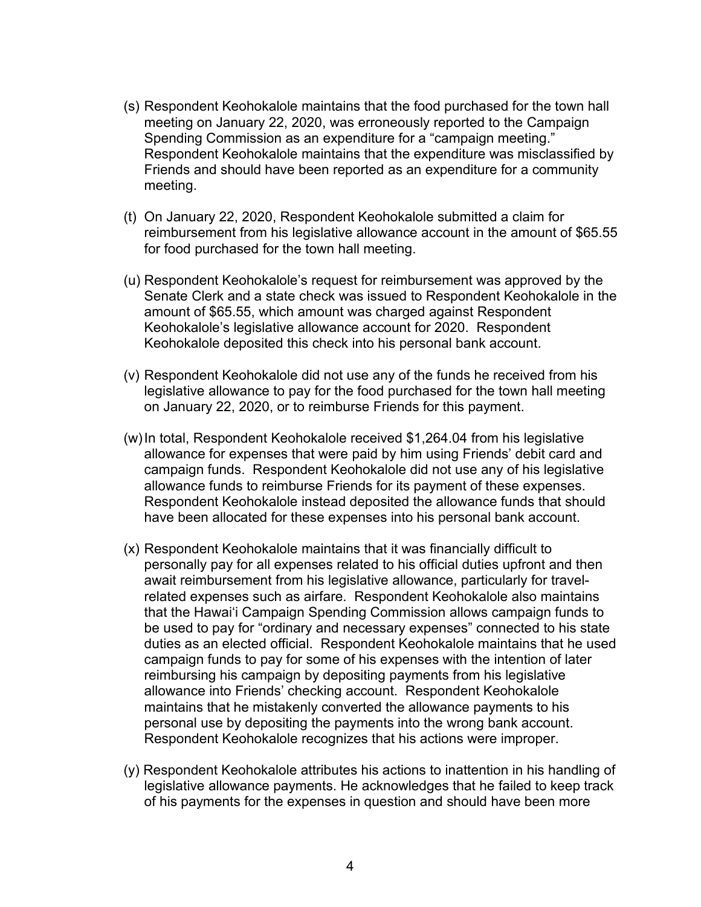(s) Respondent Keohokalole maintains that the food purchased for the town hall meeting on January 22, 2020, was erroneously reported to the Campaign Spending Commission as an expenditure for a "campaign meeting." Respondent Keohokalole maintains that the expenditure was misclassified by Friends and should have been reported as an expenditure for a community meeting.

(t) On January 22, 2020, Respondent Keohokalole submitted a claim for reimbursement from his legislative allowance account in the amount of $65.55 for food purchased for the town hall meeting.

(u) Respondent Keohokalole's request for reimbursement was approved by the Senate Clerk and a state check was issued to Respondent Keohokalole in the amount of $65.55, which amount was charged against Respondent Keohokalole's legislative allowance account for 2020. Respondent Keohokalole deposited this check into his personal bank account.

(v) Respondent Keohokalole did not use any of the funds he received from his legislative allowance to pay for the food purchased for the town hall meeting on January 22, 2020, or to reimburse Friends for this payment.

(w) In total, Respondent Keohokalole received $1,264.04 from his legislative allowance for expenses that were paid by him using Friends' debit card and campaign funds. Respondent Keohokalole did not use any of his legislative allowance funds to reimburse Friends for its payment of these expenses. Respondent Keohokalole instead deposited the allowance funds that should have been allocated for these expenses into his personal bank account.

(x) Respondent Keohokalole maintains that it was financially difficult to personally pay for all expenses related to his official duties upfront and then await reimbursement from his legislative allowance, particularly for travel-related expenses such as airfare. Respondent Keohokalole also maintains that the Hawaiʻi Campaign Spending Commission allows campaign funds to be used to pay for "ordinary and necessary expenses" connected to his state duties as an elected official. Respondent Keohokalole maintains that he used campaign funds to pay for some of his expenses with the intention of later reimbursing his campaign by depositing payments from his legislative allowance into Friends' checking account. Respondent Keohokalole maintains that he mistakenly converted the allowance payments to his personal use by depositing the payments into the wrong bank account. Respondent Keohokalole recognizes that his actions were improper.

(y) Respondent Keohokalole attributes his actions to inattention in his handling of legislative allowance payments. He acknowledges that he failed to keep track of his payments for the expenses in question and should have been more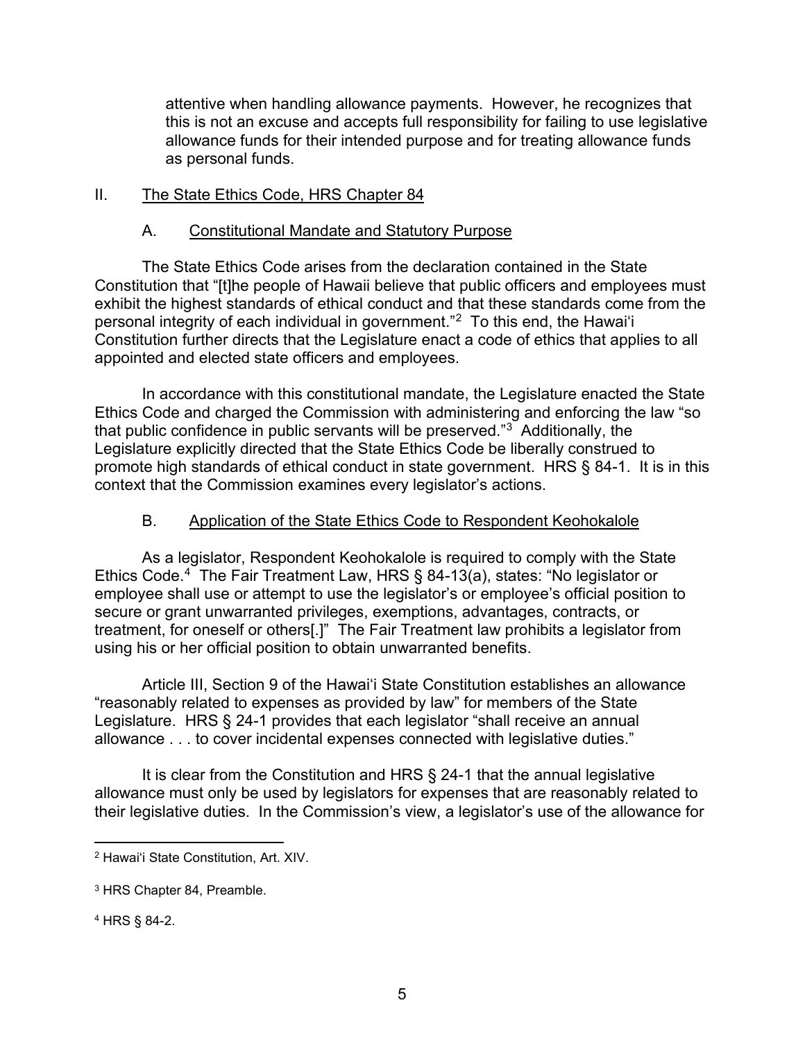attentive when handling allowance payments. However, he recognizes that this is not an excuse and accepts full responsibility for failing to use legislative allowance funds for their intended purpose and for treating allowance funds as personal funds.

## II. The State Ethics Code, HRS Chapter 84

### A. Constitutional Mandate and Statutory Purpose

The State Ethics Code arises from the declaration contained in the State Constitution that "[t]he people of Hawaii believe that public officers and employees must exhibit the highest standards of ethical conduct and that these standards come from the personal integrity of each individual in government."[2] To this end, the Hawaiʻi Constitution further directs that the Legislature enact a code of ethics that applies to all appointed and elected state officers and employees.

In accordance with this constitutional mandate, the Legislature enacted the State Ethics Code and charged the Commission with administering and enforcing the law "so that public confidence in public servants will be preserved."[3] Additionally, the Legislature explicitly directed that the State Ethics Code be liberally construed to promote high standards of ethical conduct in state government. HRS § 84-1. It is in this context that the Commission examines every legislator's actions.

### B. Application of the State Ethics Code to Respondent Keohokalole

As a legislator, Respondent Keohokalole is required to comply with the State Ethics Code.[4] The Fair Treatment Law, HRS § 84-13(a), states: "No legislator or employee shall use or attempt to use the legislator's or employee's official position to secure or grant unwarranted privileges, exemptions, advantages, contracts, or treatment, for oneself or others[.]" The Fair Treatment law prohibits a legislator from using his or her official position to obtain unwarranted benefits.

Article III, Section 9 of the Hawaiʻi State Constitution establishes an allowance "reasonably related to expenses as provided by law" for members of the State Legislature. HRS § 24-1 provides that each legislator "shall receive an annual allowance . . . to cover incidental expenses connected with legislative duties."

It is clear from the Constitution and HRS § 24-1 that the annual legislative allowance must only be used by legislators for expenses that are reasonably related to their legislative duties. In the Commission's view, a legislator's use of the allowance for

---

[2] Hawaiʻi State Constitution, Art. XIV.

[3] HRS Chapter 84, Preamble.

[4] HRS § 84-2.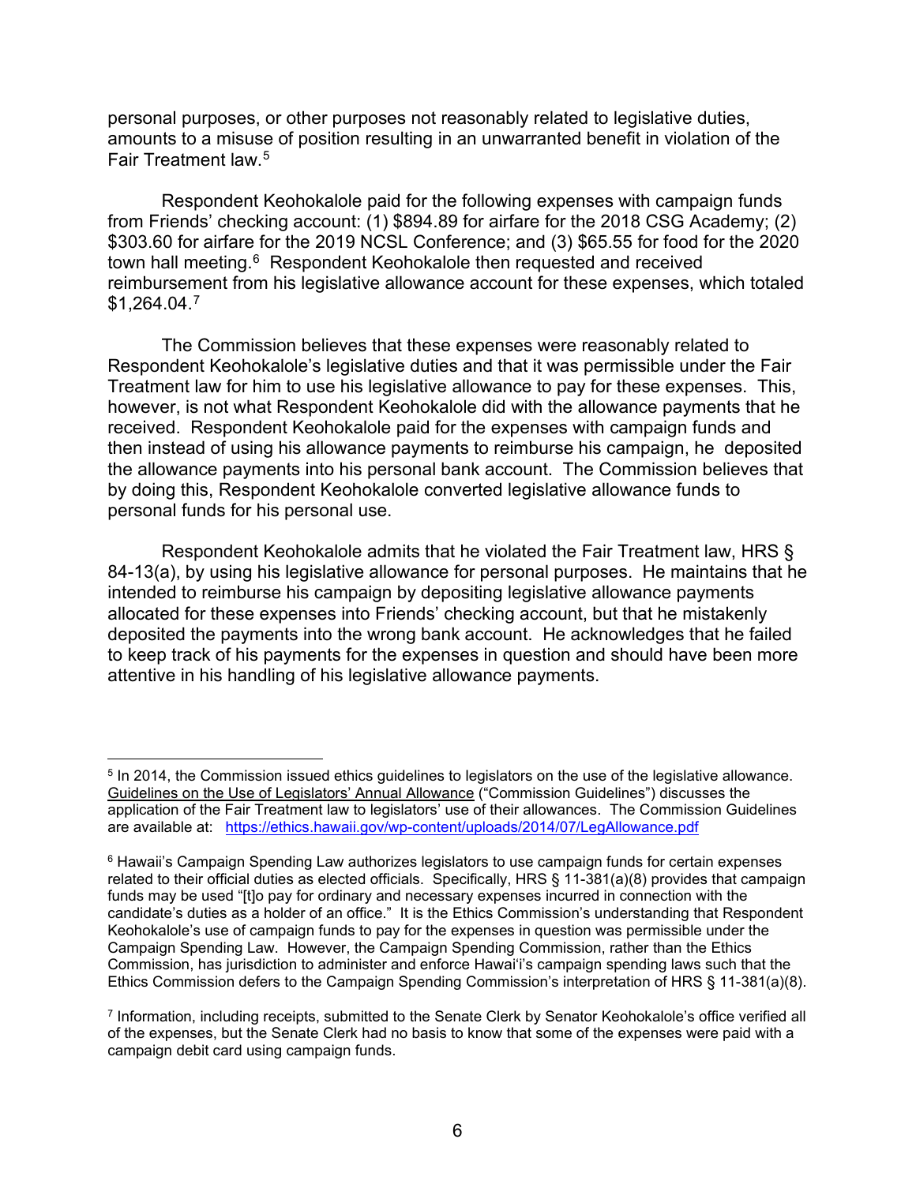personal purposes, or other purposes not reasonably related to legislative duties, amounts to a misuse of position resulting in an unwarranted benefit in violation of the Fair Treatment law.[5]

Respondent Keohokalole paid for the following expenses with campaign funds from Friends' checking account: (1) $894.89 for airfare for the 2018 CSG Academy; (2) $303.60 for airfare for the 2019 NCSL Conference; and (3) $65.55 for food for the 2020 town hall meeting.[6] Respondent Keohokalole then requested and received reimbursement from his legislative allowance account for these expenses, which totaled $1,264.04.[7]

The Commission believes that these expenses were reasonably related to Respondent Keohokalole's legislative duties and that it was permissible under the Fair Treatment law for him to use his legislative allowance to pay for these expenses. This, however, is not what Respondent Keohokalole did with the allowance payments that he received. Respondent Keohokalole paid for the expenses with campaign funds and then instead of using his allowance payments to reimburse his campaign, he deposited the allowance payments into his personal bank account. The Commission believes that by doing this, Respondent Keohokalole converted legislative allowance funds to personal funds for his personal use.

Respondent Keohokalole admits that he violated the Fair Treatment law, HRS § 84-13(a), by using his legislative allowance for personal purposes. He maintains that he intended to reimburse his campaign by depositing legislative allowance payments allocated for these expenses into Friends' checking account, but that he mistakenly deposited the payments into the wrong bank account. He acknowledges that he failed to keep track of his payments for the expenses in question and should have been more attentive in his handling of his legislative allowance payments.

---

[5] In 2014, the Commission issued ethics guidelines to legislators on the use of the legislative allowance. Guidelines on the Use of Legislators' Annual Allowance ("Commission Guidelines") discusses the application of the Fair Treatment law to legislators' use of their allowances. The Commission Guidelines are available at: https://ethics.hawaii.gov/wp-content/uploads/2014/07/LegAllowance.pdf

[6] Hawaii's Campaign Spending Law authorizes legislators to use campaign funds for certain expenses related to their official duties as elected officials. Specifically, HRS § 11-381(a)(8) provides that campaign funds may be used "[t]o pay for ordinary and necessary expenses incurred in connection with the candidate's duties as a holder of an office." It is the Ethics Commission's understanding that Respondent Keohokalole's use of campaign funds to pay for the expenses in question was permissible under the Campaign Spending Law. However, the Campaign Spending Commission, rather than the Ethics Commission, has jurisdiction to administer and enforce Hawaiʻi's campaign spending laws such that the Ethics Commission defers to the Campaign Spending Commission's interpretation of HRS § 11-381(a)(8).

[7] Information, including receipts, submitted to the Senate Clerk by Senator Keohokalole's office verified all of the expenses, but the Senate Clerk had no basis to know that some of the expenses were paid with a campaign debit card using campaign funds.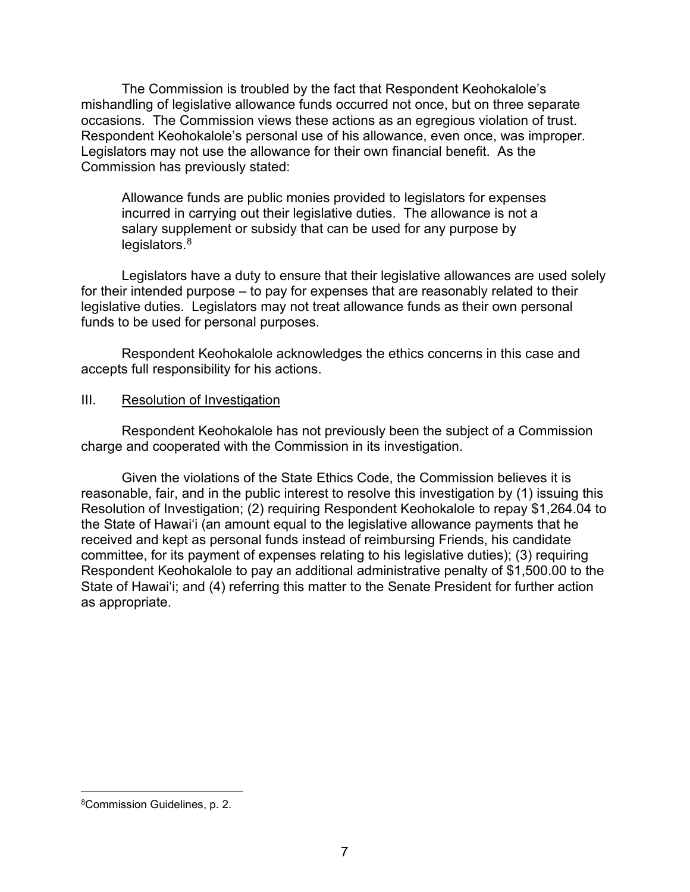The Commission is troubled by the fact that Respondent Keohokalole's mishandling of legislative allowance funds occurred not once, but on three separate occasions. The Commission views these actions as an egregious violation of trust. Respondent Keohokalole's personal use of his allowance, even once, was improper. Legislators may not use the allowance for their own financial benefit. As the Commission has previously stated:

> Allowance funds are public monies provided to legislators for expenses incurred in carrying out their legislative duties. The allowance is not a salary supplement or subsidy that can be used for any purpose by legislators.[8]

Legislators have a duty to ensure that their legislative allowances are used solely for their intended purpose – to pay for expenses that are reasonably related to their legislative duties. Legislators may not treat allowance funds as their own personal funds to be used for personal purposes.

Respondent Keohokalole acknowledges the ethics concerns in this case and accepts full responsibility for his actions.

## III. Resolution of Investigation

Respondent Keohokalole has not previously been the subject of a Commission charge and cooperated with the Commission in its investigation.

Given the violations of the State Ethics Code, the Commission believes it is reasonable, fair, and in the public interest to resolve this investigation by (1) issuing this Resolution of Investigation; (2) requiring Respondent Keohokalole to repay $1,264.04 to the State of Hawai'i (an amount equal to the legislative allowance payments that he received and kept as personal funds instead of reimbursing Friends, his candidate committee, for its payment of expenses relating to his legislative duties); (3) requiring Respondent Keohokalole to pay an additional administrative penalty of $1,500.00 to the State of Hawai'i; and (4) referring this matter to the Senate President for further action as appropriate.

---

[8] Commission Guidelines, p. 2.